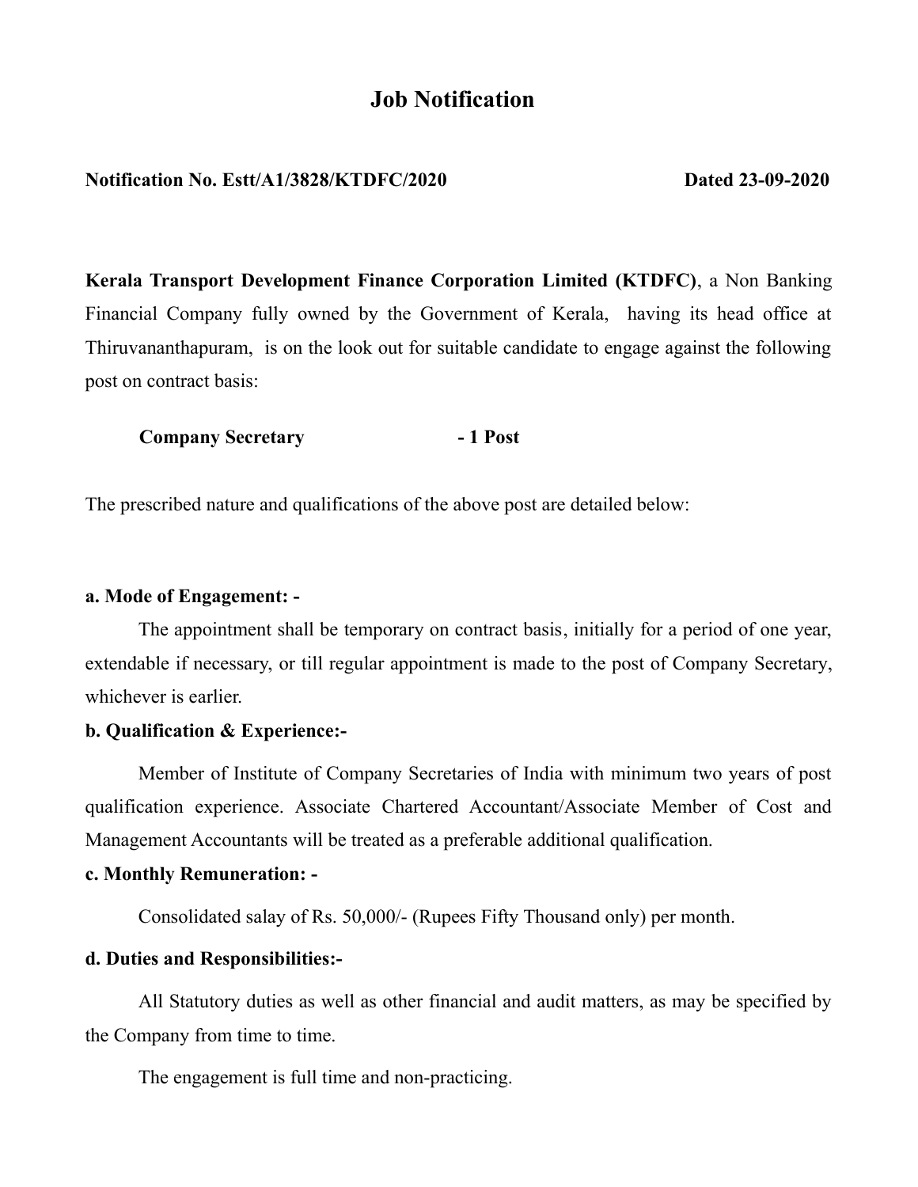# Job Notification

**Notification No. Estt/A1/3828/KTDFC/2020** **Dated 23-09-2020**

**Kerala Transport Development Finance Corporation Limited (KTDFC)**, a Non Banking Financial Company fully owned by the Government of Kerala, having its head office at Thiruvananthapuram, is on the look out for suitable candidate to engage against the following post on contract basis:

**Company Secretary - 1 Post**

The prescribed nature and qualifications of the above post are detailed below:

**a. Mode of Engagement: -**

The appointment shall be temporary on contract basis, initially for a period of one year, extendable if necessary, or till regular appointment is made to the post of Company Secretary, whichever is earlier.

**b. Qualification & Experience:-**

Member of Institute of Company Secretaries of India with minimum two years of post qualification experience. Associate Chartered Accountant/Associate Member of Cost and Management Accountants will be treated as a preferable additional qualification.

**c. Monthly Remuneration: -**

Consolidated salay of Rs. 50,000/- (Rupees Fifty Thousand only) per month.

**d. Duties and Responsibilities:-**

All Statutory duties as well as other financial and audit matters, as may be specified by the Company from time to time.

The engagement is full time and non-practicing.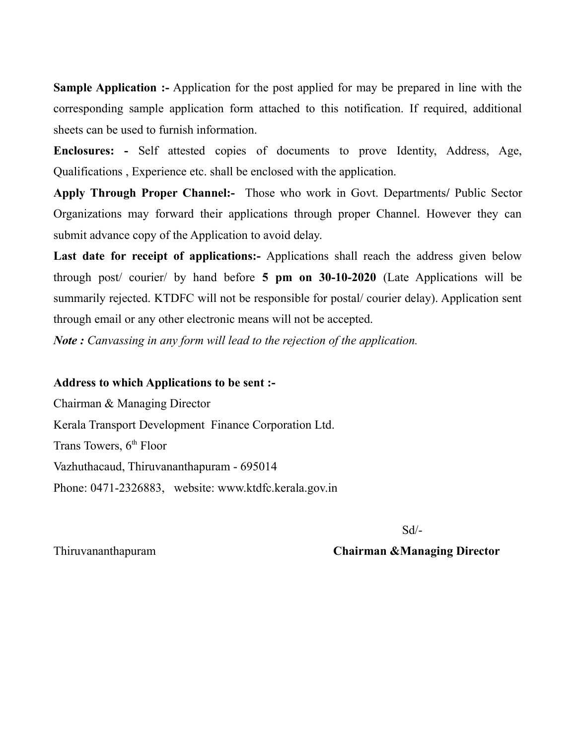**Sample Application :-** Application for the post applied for may be prepared in line with the corresponding sample application form attached to this notification. If required, additional sheets can be used to furnish information.

**Enclosures: -** Self attested copies of documents to prove Identity, Address, Age, Qualifications , Experience etc. shall be enclosed with the application.

**Apply Through Proper Channel:-** Those who work in Govt. Departments/ Public Sector Organizations may forward their applications through proper Channel. However they can submit advance copy of the Application to avoid delay.

**Last date for receipt of applications:-** Applications shall reach the address given below through post/ courier/ by hand before **5 pm on 30-10-2020** (Late Applications will be summarily rejected. KTDFC will not be responsible for postal/ courier delay). Application sent through email or any other electronic means will not be accepted.

***Note :*** *Canvassing in any form will lead to the rejection of the application.*

**Address to which Applications to be sent :-**

Chairman & Managing Director
Kerala Transport Development Finance Corporation Ltd.
Trans Towers, 6th Floor
Vazhuthacaud, Thiruvananthapuram - 695014
Phone: 0471-2326883, website: www.ktdfc.kerala.gov.in

Sd/-

Thiruvananthapuram **Chairman &Managing Director**